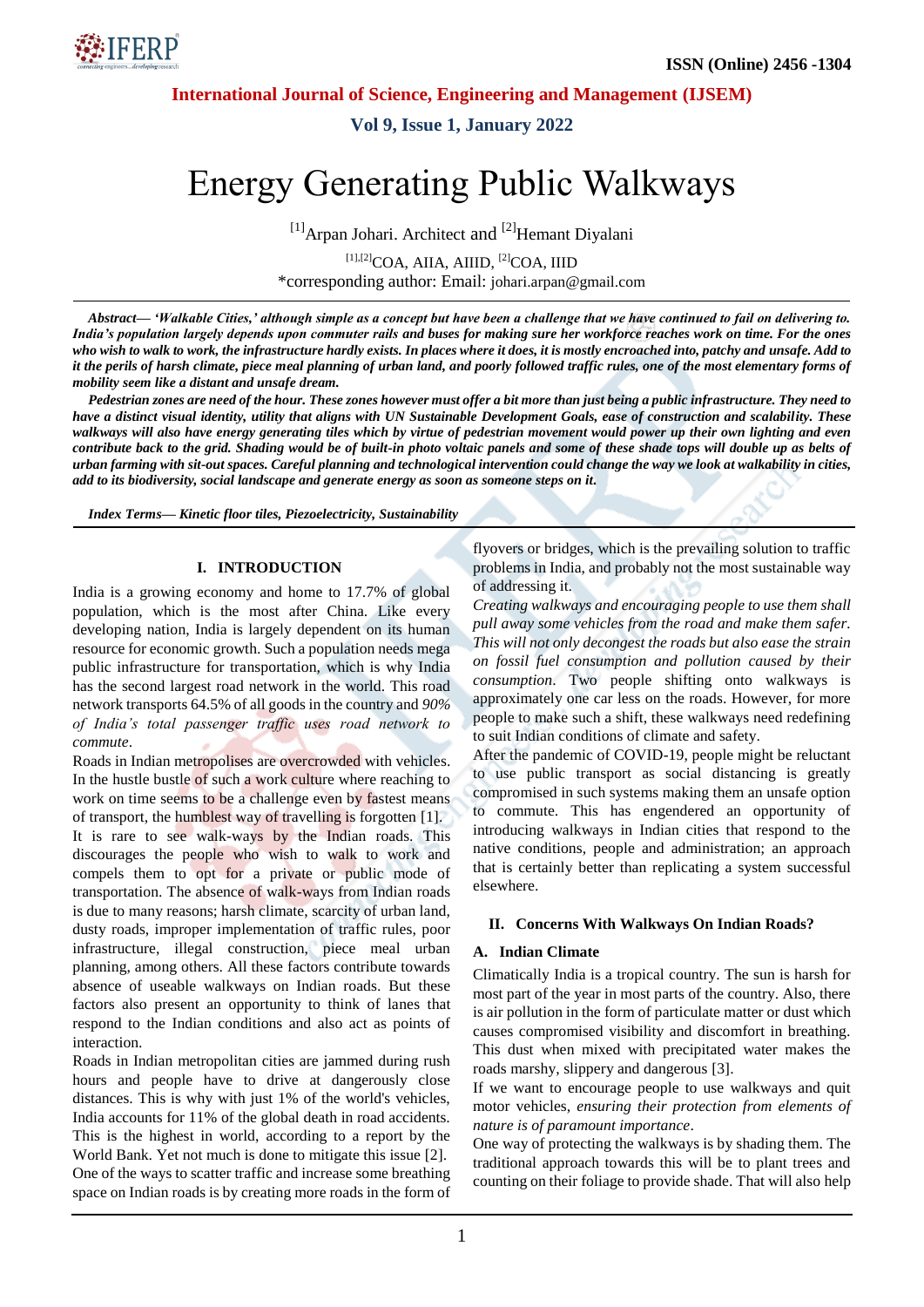# Energy Generating Public Walkways

[1]Arpan Johari. Architect and [2]Hemant Diyalani

[1],[2]COA, AIIA, AIIID, [2]COA, IIID

*corresponding author: Email: johari.arpan@gmail.com

***Abstract***— ***'Walkable Cities,' although simple as a concept but have been a challenge that we have continued to fail on delivering to. India's population largely depends upon commuter rails and buses for making sure her workforce reaches work on time. For the ones who wish to walk to work, the infrastructure hardly exists. In places where it does, it is mostly encroached into, patchy and unsafe. Add to it the perils of harsh climate, piece meal planning of urban land, and poorly followed traffic rules, one of the most elementary forms of mobility seem like a distant and unsafe dream.***

***Pedestrian zones are need of the hour. These zones however must offer a bit more than just being a public infrastructure. They need to have a distinct visual identity, utility that aligns with UN Sustainable Development Goals, ease of construction and scalability. These walkways will also have energy generating tiles which by virtue of pedestrian movement would power up their own lighting and even contribute back to the grid. Shading would be of built-in photo voltaic panels and some of these shade tops will double up as belts of urban farming with sit-out spaces. Careful planning and technological intervention could change the way we look at walkability in cities, add to its biodiversity, social landscape and generate energy as soon as someone steps on it.***

***Index Terms***— ***Kinetic floor tiles, Piezoelectricity, Sustainability***

## I. INTRODUCTION

India is a growing economy and home to 17.7% of global population, which is the most after China. Like every developing nation, India is largely dependent on its human resource for economic growth. Such a population needs mega public infrastructure for transportation, which is why India has the second largest road network in the world. This road network transports 64.5% of all goods in the country and *90% of India's total passenger traffic uses road network to commute*.

Roads in Indian metropolises are overcrowded with vehicles. In the hustle bustle of such a work culture where reaching to work on time seems to be a challenge even by fastest means of transport, the humblest way of travelling is forgotten [1]. It is rare to see walk-ways by the Indian roads. This discourages the people who wish to walk to work and compels them to opt for a private or public mode of transportation. The absence of walk-ways from Indian roads is due to many reasons; harsh climate, scarcity of urban land, dusty roads, improper implementation of traffic rules, poor infrastructure, illegal construction, piece meal urban planning, among others. All these factors contribute towards absence of useable walkways on Indian roads. But these factors also present an opportunity to think of lanes that respond to the Indian conditions and also act as points of interaction.

Roads in Indian metropolitan cities are jammed during rush hours and people have to drive at dangerously close distances. This is why with just 1% of the world's vehicles, India accounts for 11% of the global death in road accidents. This is the highest in world, according to a report by the World Bank. Yet not much is done to mitigate this issue [2].

One of the ways to scatter traffic and increase some breathing space on Indian roads is by creating more roads in the form of flyovers or bridges, which is the prevailing solution to traffic problems in India, and probably not the most sustainable way of addressing it.

*Creating walkways and encouraging people to use them shall pull away some vehicles from the road and make them safer. This will not only decongest the roads but also ease the strain on fossil fuel consumption and pollution caused by their consumption*. Two people shifting onto walkways is approximately one car less on the roads. However, for more people to make such a shift, these walkways need redefining to suit Indian conditions of climate and safety.

After the pandemic of COVID-19, people might be reluctant to use public transport as social distancing is greatly compromised in such systems making them an unsafe option to commute. This has engendered an opportunity of introducing walkways in Indian cities that respond to the native conditions, people and administration; an approach that is certainly better than replicating a system successful elsewhere.

## II. Concerns With Walkways On Indian Roads?

### A. Indian Climate

Climatically India is a tropical country. The sun is harsh for most part of the year in most parts of the country. Also, there is air pollution in the form of particulate matter or dust which causes compromised visibility and discomfort in breathing. This dust when mixed with precipitated water makes the roads marshy, slippery and dangerous [3].

If we want to encourage people to use walkways and quit motor vehicles, *ensuring their protection from elements of nature is of paramount importance*.

One way of protecting the walkways is by shading them. The traditional approach towards this will be to plant trees and counting on their foliage to provide shade. That will also help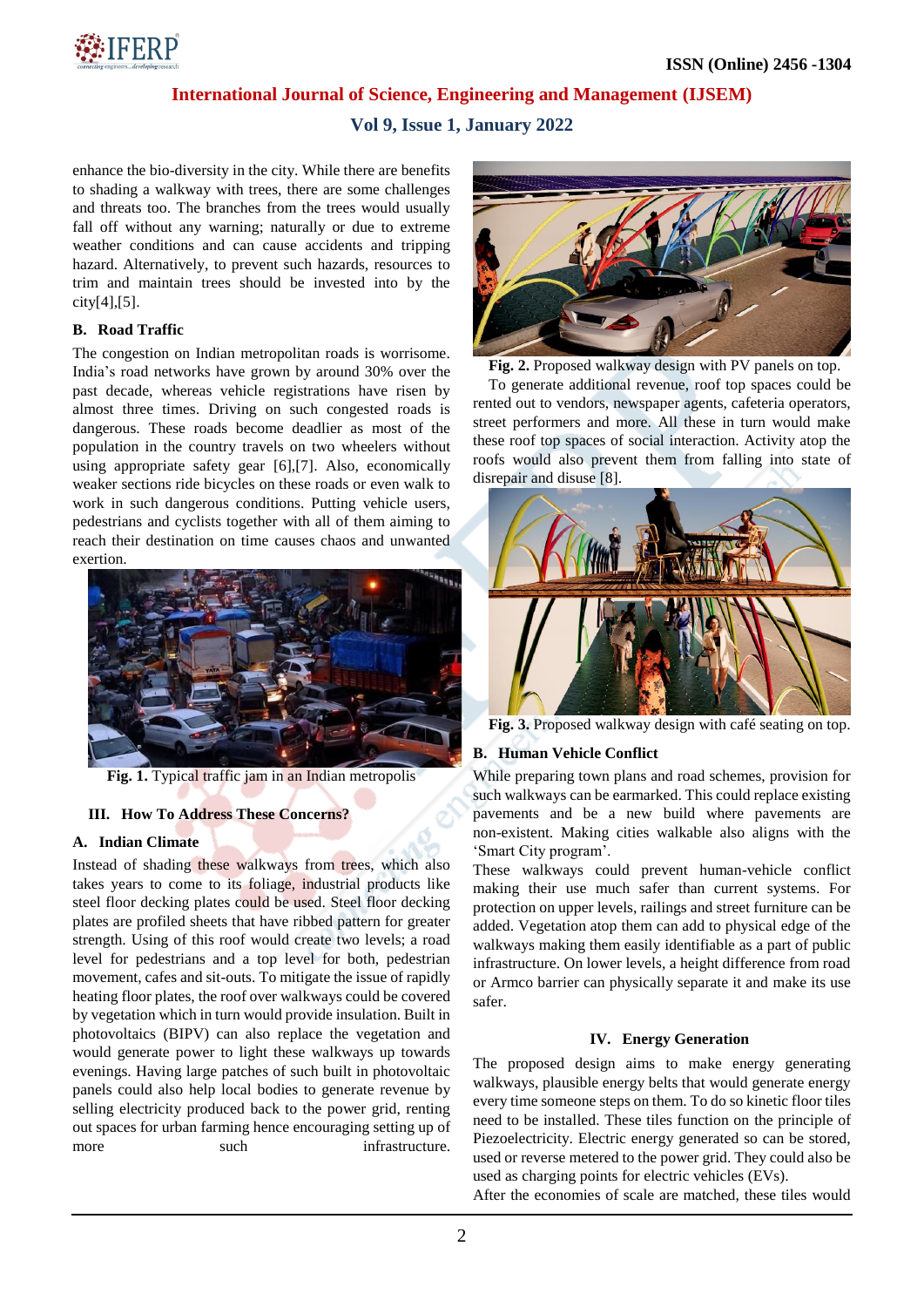enhance the bio-diversity in the city. While there are benefits to shading a walkway with trees, there are some challenges and threats too. The branches from the trees would usually fall off without any warning; naturally or due to extreme weather conditions and can cause accidents and tripping hazard. Alternatively, to prevent such hazards, resources to trim and maintain trees should be invested into by the city[4],[5].

### B. Road Traffic

The congestion on Indian metropolitan roads is worrisome. India's road networks have grown by around 30% over the past decade, whereas vehicle registrations have risen by almost three times. Driving on such congested roads is dangerous. These roads become deadlier as most of the population in the country travels on two wheelers without using appropriate safety gear [6],[7]. Also, economically weaker sections ride bicycles on these roads or even walk to work in such dangerous conditions. Putting vehicle users, pedestrians and cyclists together with all of them aiming to reach their destination on time causes chaos and unwanted exertion.

**Fig. 1.** Typical traffic jam in an Indian metropolis

## III. How To Address These Concerns?

### A. Indian Climate

Instead of shading these walkways from trees, which also takes years to come to its foliage, industrial products like steel floor decking plates could be used. Steel floor decking plates are profiled sheets that have ribbed pattern for greater strength. Using of this roof would create two levels; a road level for pedestrians and a top level for both, pedestrian movement, cafes and sit-outs. To mitigate the issue of rapidly heating floor plates, the roof over walkways could be covered by vegetation which in turn would provide insulation. Built in photovoltaics (BIPV) can also replace the vegetation and would generate power to light these walkways up towards evenings. Having large patches of such built in photovoltaic panels could also help local bodies to generate revenue by selling electricity produced back to the power grid, renting out spaces for urban farming hence encouraging setting up of more such infrastructure.

**Fig. 2.** Proposed walkway design with PV panels on top.

To generate additional revenue, roof top spaces could be rented out to vendors, newspaper agents, cafeteria operators, street performers and more. All these in turn would make these roof top spaces of social interaction. Activity atop the roofs would also prevent them from falling into state of disrepair and disuse [8].

**Fig. 3.** Proposed walkway design with café seating on top.

### B. Human Vehicle Conflict

While preparing town plans and road schemes, provision for such walkways can be earmarked. This could replace existing pavements and be a new build where pavements are non-existent. Making cities walkable also aligns with the 'Smart City program'.

These walkways could prevent human-vehicle conflict making their use much safer than current systems. For protection on upper levels, railings and street furniture can be added. Vegetation atop them can add to physical edge of the walkways making them easily identifiable as a part of public infrastructure. On lower levels, a height difference from road or Armco barrier can physically separate it and make its use safer.

## IV. Energy Generation

The proposed design aims to make energy generating walkways, plausible energy belts that would generate energy every time someone steps on them. To do so kinetic floor tiles need to be installed. These tiles function on the principle of Piezoelectricity. Electric energy generated so can be stored, used or reverse metered to the power grid. They could also be used as charging points for electric vehicles (EVs).

After the economies of scale are matched, these tiles would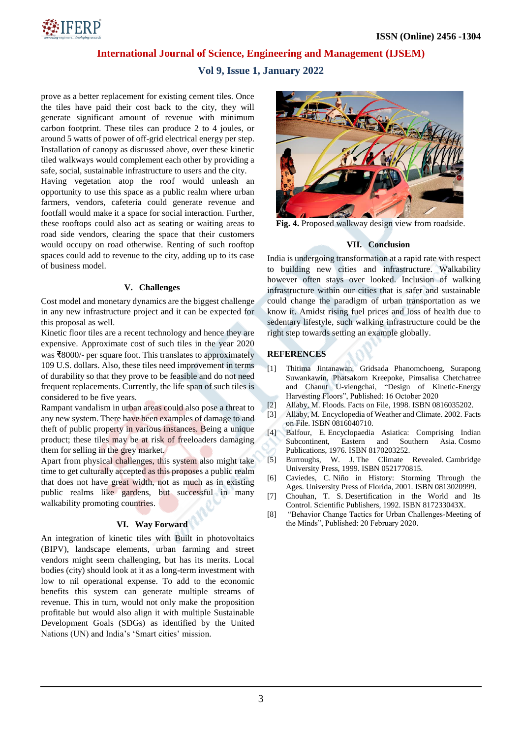prove as a better replacement for existing cement tiles. Once the tiles have paid their cost back to the city, they will generate significant amount of revenue with minimum carbon footprint. These tiles can produce 2 to 4 joules, or around 5 watts of power of off-grid electrical energy per step. Installation of canopy as discussed above, over these kinetic tiled walkways would complement each other by providing a safe, social, sustainable infrastructure to users and the city.

Having vegetation atop the roof would unleash an opportunity to use this space as a public realm where urban farmers, vendors, cafeteria could generate revenue and footfall would make it a space for social interaction. Further, these rooftops could also act as seating or waiting areas to road side vendors, clearing the space that their customers would occupy on road otherwise. Renting of such rooftop spaces could add to revenue to the city, adding up to its case of business model.

## V. Challenges

Cost model and monetary dynamics are the biggest challenge in any new infrastructure project and it can be expected for this proposal as well.

Kinetic floor tiles are a recent technology and hence they are expensive. Approximate cost of such tiles in the year 2020 was ₹8000/- per square foot. This translates to approximately 109 U.S. dollars. Also, these tiles need improvement in terms of durability so that they prove to be feasible and do not need frequent replacements. Currently, the life span of such tiles is considered to be five years.

Rampant vandalism in urban areas could also pose a threat to any new system. There have been examples of damage to and theft of public property in various instances. Being a unique product; these tiles may be at risk of freeloaders damaging them for selling in the grey market.

Apart from physical challenges, this system also might take time to get culturally accepted as this proposes a public realm that does not have great width, not as much as in existing public realms like gardens, but successful in many walkability promoting countries.

## VI. Way Forward

An integration of kinetic tiles with Built in photovoltaics (BIPV), landscape elements, urban farming and street vendors might seem challenging, but has its merits. Local bodies (city) should look at it as a long-term investment with low to nil operational expense. To add to the economic benefits this system can generate multiple streams of revenue. This in turn, would not only make the proposition profitable but would also align it with multiple Sustainable Development Goals (SDGs) as identified by the United Nations (UN) and India's 'Smart cities' mission.

**Fig. 4.** Proposed walkway design view from roadside.

## VII. Conclusion

India is undergoing transformation at a rapid rate with respect to building new cities and infrastructure. Walkability however often stays over looked. Inclusion of walking infrastructure within our cities that is safer and sustainable could change the paradigm of urban transportation as we know it. Amidst rising fuel prices and loss of health due to sedentary lifestyle, such walking infrastructure could be the right step towards setting an example globally.

## REFERENCES

[1] Thitima Jintanawan, Gridsada Phanomchoeng, Surapong Suwankawin, Phatsakorn Kreepoke, Pimsalisa Chetchatree and Chanut U-viengchai, "Design of Kinetic-Energy Harvesting Floors", Published: 16 October 2020

[2] Allaby, M. Floods. Facts on File, 1998. ISBN 0816035202.

[3] Allaby, M. Encyclopedia of Weather and Climate. 2002. Facts on File. ISBN 0816040710.

[4] Balfour, E. Encyclopaedia Asiatica: Comprising Indian Subcontinent, Eastern and Southern Asia. Cosmo Publications, 1976. ISBN 8170203252.

[5] Burroughs, W. J. The Climate Revealed. Cambridge University Press, 1999. ISBN 0521770815.

[6] Caviedes, C. Niño in History: Storming Through the Ages. University Press of Florida, 2001. ISBN 0813020999.

[7] Chouhan, T. S. Desertification in the World and Its Control. Scientific Publishers, 1992. ISBN 817233043X.

[8] "Behavior Change Tactics for Urban Challenges-Meeting of the Minds", Published: 20 February 2020.